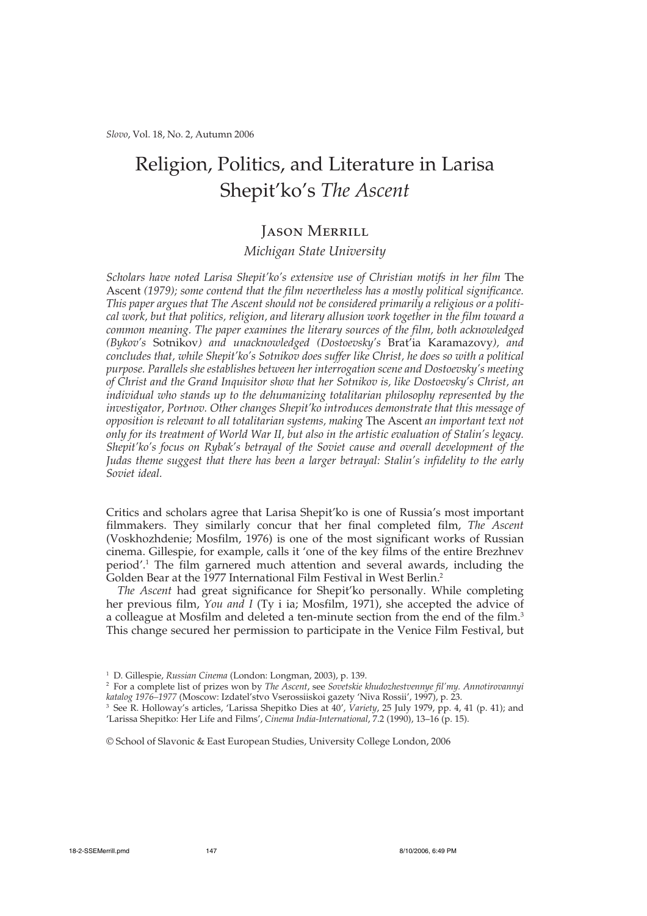*Slovo*, Vol. 18, No. 2, Autumn 2006

# Religion, Politics, and Literature in Larisa Shepit'ko's *The Ascent*

## Jason Merrill

*Michigan State University*

*Scholars have noted Larisa Shepit'ko's extensive use of Christian motifs in her film* The Ascent *(1979); some contend that the film nevertheless has a mostly political significance. This paper argues that The Ascent should not be considered primarily a religious or a political work, but that politics, religion, and literary allusion work together in the film toward a common meaning. The paper examines the literary sources of the film, both acknowledged (Bykov's* Sotnikov*) and unacknowledged (Dostoevsky's* Brat'ia Karamazovy*), and concludes that, while Shepit'ko's Sotnikov does suffer like Christ, he does so with a political purpose. Parallels she establishes between her interrogation scene and Dostoevsky's meeting of Christ and the Grand Inquisitor show that her Sotnikov is, like Dostoevsky's Christ, an individual who stands up to the dehumanizing totalitarian philosophy represented by the investigator, Portnov. Other changes Shepit'ko introduces demonstrate that this message of opposition is relevant to all totalitarian systems, making* The Ascent *an important text not only for its treatment of World War II, but also in the artistic evaluation of Stalin's legacy. Shepit'ko's focus on Rybak's betrayal of the Soviet cause and overall development of the Judas theme suggest that there has been a larger betrayal: Stalin's infidelity to the early Soviet ideal.*

Critics and scholars agree that Larisa Shepit'ko is one of Russia's most important filmmakers. They similarly concur that her final completed film, *The Ascent* (Voskhozhdenie; Mosfilm, 1976) is one of the most significant works of Russian cinema. Gillespie, for example, calls it 'one of the key films of the entire Brezhnev period'.[1] The film garnered much attention and several awards, including the Golden Bear at the 1977 International Film Festival in West Berlin.[2]

*The Ascent* had great significance for Shepit'ko personally. While completing her previous film, *You and I* (Ty i ia; Mosfilm, 1971), she accepted the advice of a colleague at Mosfilm and deleted a ten-minute section from the end of the film.[3] This change secured her permission to participate in the Venice Film Festival, but

---

[1] D. Gillespie, *Russian Cinema* (London: Longman, 2003), p. 139.

[2] For a complete list of prizes won by *The Ascent*, see *Sovetskie khudozhestvennye fil'my. Annotirovannyi katalog 1976–1977* (Moscow: Izdatel'stvo Vserossiiskoi gazety 'Niva Rossii', 1997), p. 23.

[3] See R. Holloway's articles, 'Larissa Shepitko Dies at 40', *Variety*, 25 July 1979, pp. 4, 41 (p. 41); and 'Larissa Shepitko: Her Life and Films', *Cinema India-International*, 7.2 (1990), 13–16 (p. 15).

© School of Slavonic & East European Studies, University College London, 2006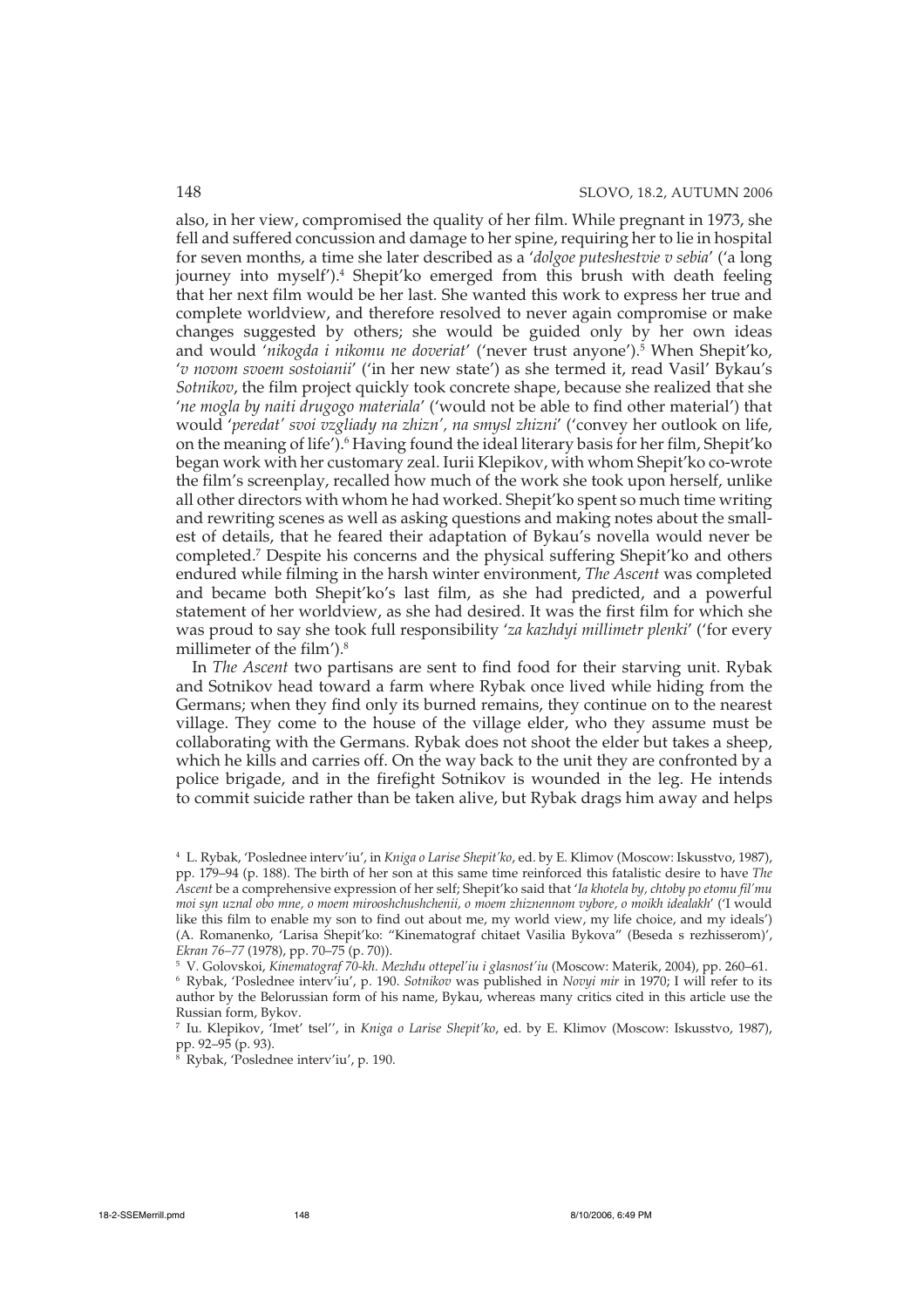also, in her view, compromised the quality of her film. While pregnant in 1973, she fell and suffered concussion and damage to her spine, requiring her to lie in hospital for seven months, a time she later described as a '*dolgoe puteshestvie v sebia*' ('a long journey into myself').[4] Shepit'ko emerged from this brush with death feeling that her next film would be her last. She wanted this work to express her true and complete worldview, and therefore resolved to never again compromise or make changes suggested by others; she would be guided only by her own ideas and would '*nikogda i nikomu ne doveriat*'' ('never trust anyone').[5] When Shepit'ko, '*v novom svoem sostoianii*' ('in her new state') as she termed it, read Vasil' Bykau's *Sotnikov*, the film project quickly took concrete shape, because she realized that she '*ne mogla by naiti drugogo materiala*' ('would not be able to find other material') that would '*peredat' svoi vzgliady na zhizn', na smysl zhizni*' ('convey her outlook on life, on the meaning of life').[6] Having found the ideal literary basis for her film, Shepit'ko began work with her customary zeal. Iurii Klepikov, with whom Shepit'ko co-wrote the film's screenplay, recalled how much of the work she took upon herself, unlike all other directors with whom he had worked. Shepit'ko spent so much time writing and rewriting scenes as well as asking questions and making notes about the smallest of details, that he feared their adaptation of Bykau's novella would never be completed.[7] Despite his concerns and the physical suffering Shepit'ko and others endured while filming in the harsh winter environment, *The Ascent* was completed and became both Shepit'ko's last film, as she had predicted, and a powerful statement of her worldview, as she had desired. It was the first film for which she was proud to say she took full responsibility '*za kazhdyi millimetr plenki*' ('for every millimeter of the film').[8]

In *The Ascent* two partisans are sent to find food for their starving unit. Rybak and Sotnikov head toward a farm where Rybak once lived while hiding from the Germans; when they find only its burned remains, they continue on to the nearest village. They come to the house of the village elder, who they assume must be collaborating with the Germans. Rybak does not shoot the elder but takes a sheep, which he kills and carries off. On the way back to the unit they are confronted by a police brigade, and in the firefight Sotnikov is wounded in the leg. He intends to commit suicide rather than be taken alive, but Rybak drags him away and helps

---

[4] L. Rybak, 'Poslednee interv'iu', in *Kniga o Larise Shepit'ko*, ed. by E. Klimov (Moscow: Iskusstvo, 1987), pp. 179–94 (p. 188). The birth of her son at this same time reinforced this fatalistic desire to have *The Ascent* be a comprehensive expression of her self; Shepit'ko said that '*Ia khotela by, chtoby po etomu fil'mu moi syn uznal obo mne, o moem mirooshchushchenii, o moem zhiznennom vybore, o moikh idealakh*' ('I would like this film to enable my son to find out about me, my world view, my life choice, and my ideals') (A. Romanenko, 'Larisa Shepit'ko: "Kinematograf chitaet Vasilia Bykova" (Beseda s rezhisserom)', *Ekran 76–77* (1978), pp. 70–75 (p. 70)).

[5] V. Golovskoi, *Kinematograf 70-kh. Mezhdu ottepel'iu i glasnost'iu* (Moscow: Materik, 2004), pp. 260–61.

[6] Rybak, 'Poslednee interv'iu', p. 190. *Sotnikov* was published in *Novyi mir* in 1970; I will refer to its author by the Belorussian form of his name, Bykau, whereas many critics cited in this article use the Russian form, Bykov.

[7] Iu. Klepikov, 'Imet' tsel'', in *Kniga o Larise Shepit'ko*, ed. by E. Klimov (Moscow: Iskusstvo, 1987), pp. 92–95 (p. 93).

[8] Rybak, 'Poslednee interv'iu', p. 190.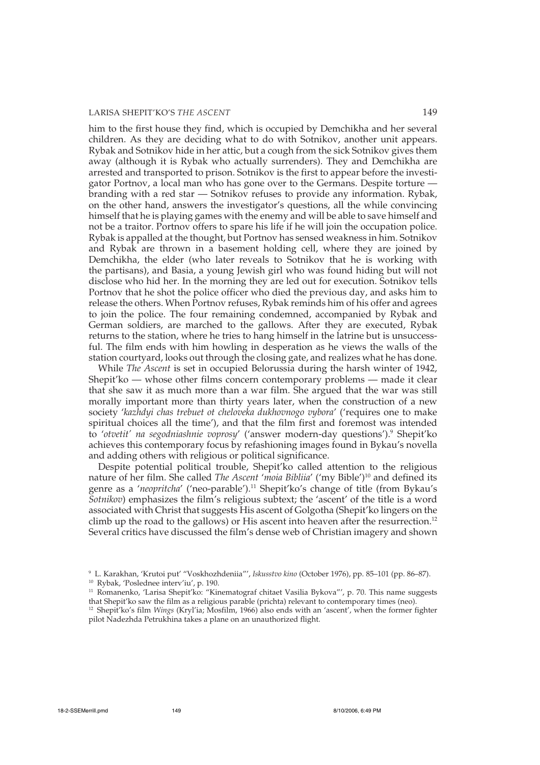him to the first house they find, which is occupied by Demchikha and her several children. As they are deciding what to do with Sotnikov, another unit appears. Rybak and Sotnikov hide in her attic, but a cough from the sick Sotnikov gives them away (although it is Rybak who actually surrenders). They and Demchikha are arrested and transported to prison. Sotnikov is the first to appear before the investigator Portnov, a local man who has gone over to the Germans. Despite torture — branding with a red star — Sotnikov refuses to provide any information. Rybak, on the other hand, answers the investigator's questions, all the while convincing himself that he is playing games with the enemy and will be able to save himself and not be a traitor. Portnov offers to spare his life if he will join the occupation police. Rybak is appalled at the thought, but Portnov has sensed weakness in him. Sotnikov and Rybak are thrown in a basement holding cell, where they are joined by Demchikha, the elder (who later reveals to Sotnikov that he is working with the partisans), and Basia, a young Jewish girl who was found hiding but will not disclose who hid her. In the morning they are led out for execution. Sotnikov tells Portnov that he shot the police officer who died the previous day, and asks him to release the others. When Portnov refuses, Rybak reminds him of his offer and agrees to join the police. The four remaining condemned, accompanied by Rybak and German soldiers, are marched to the gallows. After they are executed, Rybak returns to the station, where he tries to hang himself in the latrine but is unsuccessful. The film ends with him howling in desperation as he views the walls of the station courtyard, looks out through the closing gate, and realizes what he has done.

While *The Ascent* is set in occupied Belorussia during the harsh winter of 1942, Shepit'ko — whose other films concern contemporary problems — made it clear that she saw it as much more than a war film. She argued that the war was still morally important more than thirty years later, when the construction of a new society '*kazhdyi chas trebuet ot cheloveka dukhovnogo vybora*' ('requires one to make spiritual choices all the time'), and that the film first and foremost was intended to '*otvetit' na segodniashnie voprosy*' ('answer modern-day questions').[9] Shepit'ko achieves this contemporary focus by refashioning images found in Bykau's novella and adding others with religious or political significance.

Despite potential political trouble, Shepit'ko called attention to the religious nature of her film. She called *The Ascent* '*moia Bibliia*' ('my Bible')[10] and defined its genre as a '*neopritcha*' ('neo-parable').[11] Shepit'ko's change of title (from Bykau's *Sotnikov*) emphasizes the film's religious subtext; the 'ascent' of the title is a word associated with Christ that suggests His ascent of Golgotha (Shepit'ko lingers on the climb up the road to the gallows) or His ascent into heaven after the resurrection.[12] Several critics have discussed the film's dense web of Christian imagery and shown

---

[9] L. Karakhan, 'Krutoi put' "Voskhozhdeniia"', *Iskusstvo kino* (October 1976), pp. 85–101 (pp. 86–87).

[10] Rybak, 'Poslednee interv'iu', p. 190.

[11] Romanenko, 'Larisa Shepit'ko: "Kinematograf chitaet Vasilia Bykova"', p. 70. This name suggests that Shepit'ko saw the film as a religious parable (prichta) relevant to contemporary times (neo).

[12] Shepit'ko's film *Wings* (Kryl'ia; Mosfilm, 1966) also ends with an 'ascent', when the former fighter pilot Nadezhda Petrukhina takes a plane on an unauthorized flight.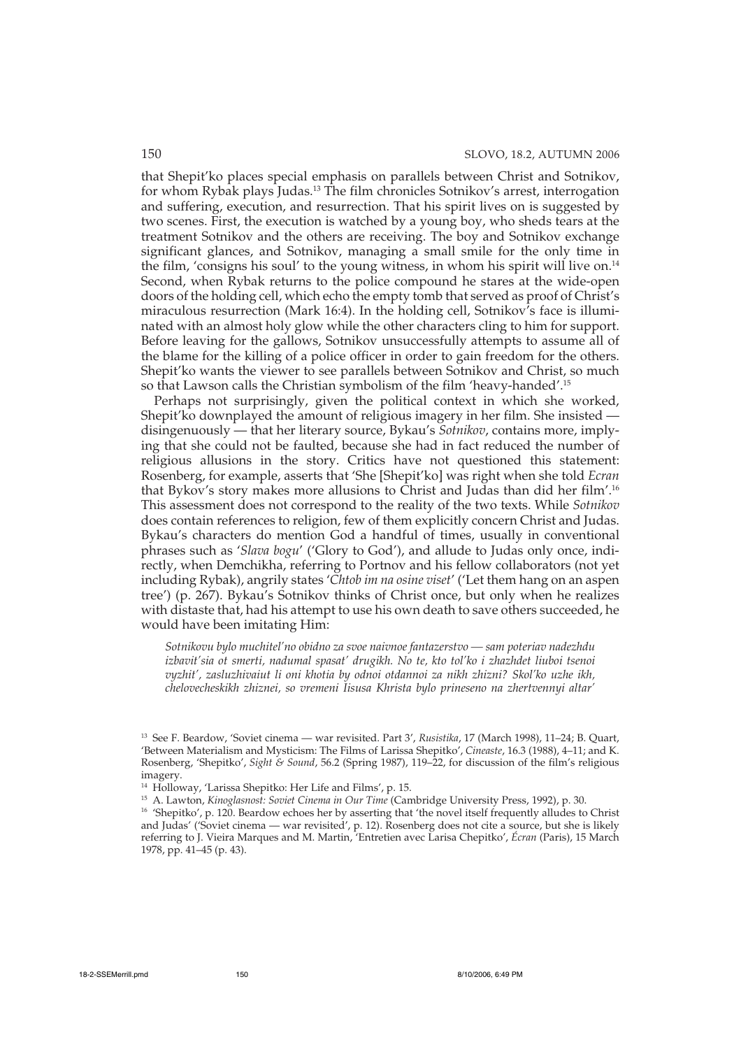that Shepit'ko places special emphasis on parallels between Christ and Sotnikov, for whom Rybak plays Judas.[13] The film chronicles Sotnikov's arrest, interrogation and suffering, execution, and resurrection. That his spirit lives on is suggested by two scenes. First, the execution is watched by a young boy, who sheds tears at the treatment Sotnikov and the others are receiving. The boy and Sotnikov exchange significant glances, and Sotnikov, managing a small smile for the only time in the film, 'consigns his soul' to the young witness, in whom his spirit will live on.[14] Second, when Rybak returns to the police compound he stares at the wide-open doors of the holding cell, which echo the empty tomb that served as proof of Christ's miraculous resurrection (Mark 16:4). In the holding cell, Sotnikov's face is illuminated with an almost holy glow while the other characters cling to him for support. Before leaving for the gallows, Sotnikov unsuccessfully attempts to assume all of the blame for the killing of a police officer in order to gain freedom for the others. Shepit'ko wants the viewer to see parallels between Sotnikov and Christ, so much so that Lawson calls the Christian symbolism of the film 'heavy-handed'.[15]

Perhaps not surprisingly, given the political context in which she worked, Shepit'ko downplayed the amount of religious imagery in her film. She insisted — disingenuously — that her literary source, Bykau's *Sotnikov*, contains more, implying that she could not be faulted, because she had in fact reduced the number of religious allusions in the story. Critics have not questioned this statement: Rosenberg, for example, asserts that 'She [Shepit'ko] was right when she told *Ecran* that Bykov's story makes more allusions to Christ and Judas than did her film'.[16] This assessment does not correspond to the reality of the two texts. While *Sotnikov* does contain references to religion, few of them explicitly concern Christ and Judas. Bykau's characters do mention God a handful of times, usually in conventional phrases such as '*Slava bogu*' ('Glory to God'), and allude to Judas only once, indirectly, when Demchikha, referring to Portnov and his fellow collaborators (not yet including Rybak), angrily states '*Chtob im na osine viset*'' ('Let them hang on an aspen tree') (p. 267). Bykau's Sotnikov thinks of Christ once, but only when he realizes with distaste that, had his attempt to use his own death to save others succeeded, he would have been imitating Him:

> *Sotnikovu bylo muchitel'no obidno za svoe naivnoe fantazerstvo — sam poteriav nadezhdu izbavit'sia ot smerti, nadumal spasat' drugikh. No te, kto tol'ko i zhazhdet liuboi tsenoi vyzhit', zasluzhivaiut li oni khotia by odnoi otdannoi za nikh zhizni? Skol'ko uzhe ikh, chelovecheskikh zhiznei, so vremeni Iisusa Khrista bylo prineseno na zhertvennyi altar'*

---

[13] See F. Beardow, 'Soviet cinema — war revisited. Part 3', *Rusistika*, 17 (March 1998), 11–24; B. Quart, 'Between Materialism and Mysticism: The Films of Larissa Shepitko', *Cineaste*, 16.3 (1988), 4–11; and K. Rosenberg, 'Shepitko', *Sight & Sound*, 56.2 (Spring 1987), 119–22, for discussion of the film's religious imagery.

[14] Holloway, 'Larissa Shepitko: Her Life and Films', p. 15.

[15] A. Lawton, *Kinoglasnost: Soviet Cinema in Our Time* (Cambridge University Press, 1992), p. 30.

[16] 'Shepitko', p. 120. Beardow echoes her by asserting that 'the novel itself frequently alludes to Christ and Judas' ('Soviet cinema — war revisited', p. 12). Rosenberg does not cite a source, but she is likely referring to J. Vieira Marques and M. Martin, 'Entretien avec Larisa Chepitko', *Écran* (Paris), 15 March 1978, pp. 41–45 (p. 43).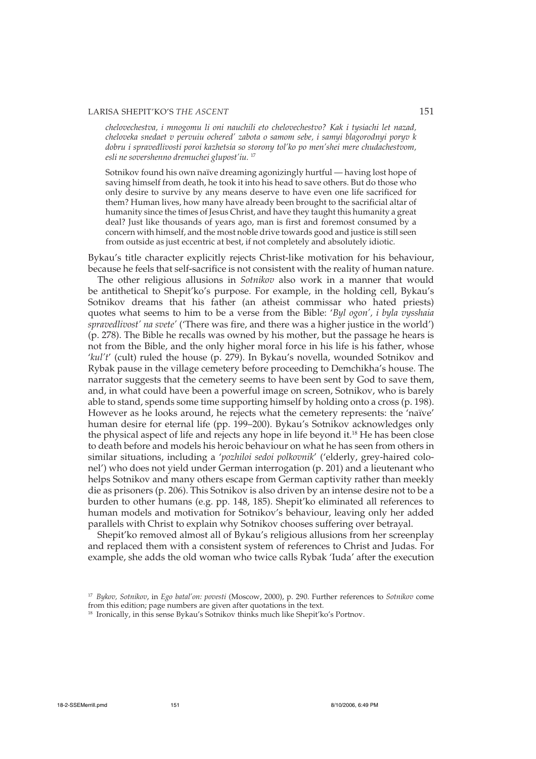*chelovechestva, i mnogomu li oni nauchili eto chelovechestvo? Kak i tysiachi let nazad, cheloveka snedaet v pervuiu ochered' zabota o samom sebe, i samyi blagorodnyi poryv k dobru i spravedlivosti poroi kazhetsia so storony tol'ko po men'shei mere chudachestvom, esli ne sovershenno dremuchei glupost'iu.* [17]

> Sotnikov found his own naïve dreaming agonizingly hurtful — having lost hope of saving himself from death, he took it into his head to save others. But do those who only desire to survive by any means deserve to have even one life sacrificed for them? Human lives, how many have already been brought to the sacrificial altar of humanity since the times of Jesus Christ, and have they taught this humanity a great deal? Just like thousands of years ago, man is first and foremost consumed by a concern with himself, and the most noble drive towards good and justice is still seen from outside as just eccentric at best, if not completely and absolutely idiotic.

Bykau's title character explicitly rejects Christ-like motivation for his behaviour, because he feels that self-sacrifice is not consistent with the reality of human nature.

The other religious allusions in *Sotnikov* also work in a manner that would be antithetical to Shepit'ko's purpose. For example, in the holding cell, Bykau's Sotnikov dreams that his father (an atheist commissar who hated priests) quotes what seems to him to be a verse from the Bible: '*Byl ogon', i byla vysshaia spravedlivost' na svete*' ('There was fire, and there was a higher justice in the world') (p. 278). The Bible he recalls was owned by his mother, but the passage he hears is not from the Bible, and the only higher moral force in his life is his father, whose '*kul't*' (cult) ruled the house (p. 279). In Bykau's novella, wounded Sotnikov and Rybak pause in the village cemetery before proceeding to Demchikha's house. The narrator suggests that the cemetery seems to have been sent by God to save them, and, in what could have been a powerful image on screen, Sotnikov, who is barely able to stand, spends some time supporting himself by holding onto a cross (p. 198). However as he looks around, he rejects what the cemetery represents: the 'naïve' human desire for eternal life (pp. 199–200). Bykau's Sotnikov acknowledges only the physical aspect of life and rejects any hope in life beyond it.[18] He has been close to death before and models his heroic behaviour on what he has seen from others in similar situations, including a '*pozhiloi sedoi polkovnik*' ('elderly, grey-haired colonel') who does not yield under German interrogation (p. 201) and a lieutenant who helps Sotnikov and many others escape from German captivity rather than meekly die as prisoners (p. 206). This Sotnikov is also driven by an intense desire not to be a burden to other humans (e.g. pp. 148, 185). Shepit'ko eliminated all references to human models and motivation for Sotnikov's behaviour, leaving only her added parallels with Christ to explain why Sotnikov chooses suffering over betrayal.

Shepit'ko removed almost all of Bykau's religious allusions from her screenplay and replaced them with a consistent system of references to Christ and Judas. For example, she adds the old woman who twice calls Rybak 'Iuda' after the execution

---

[17] *Bykov, Sotnikov*, in *Ego batal'on: povesti* (Moscow, 2000), p. 290. Further references to *Sotnikov* come from this edition; page numbers are given after quotations in the text.

[18] Ironically, in this sense Bykau's Sotnikov thinks much like Shepit'ko's Portnov.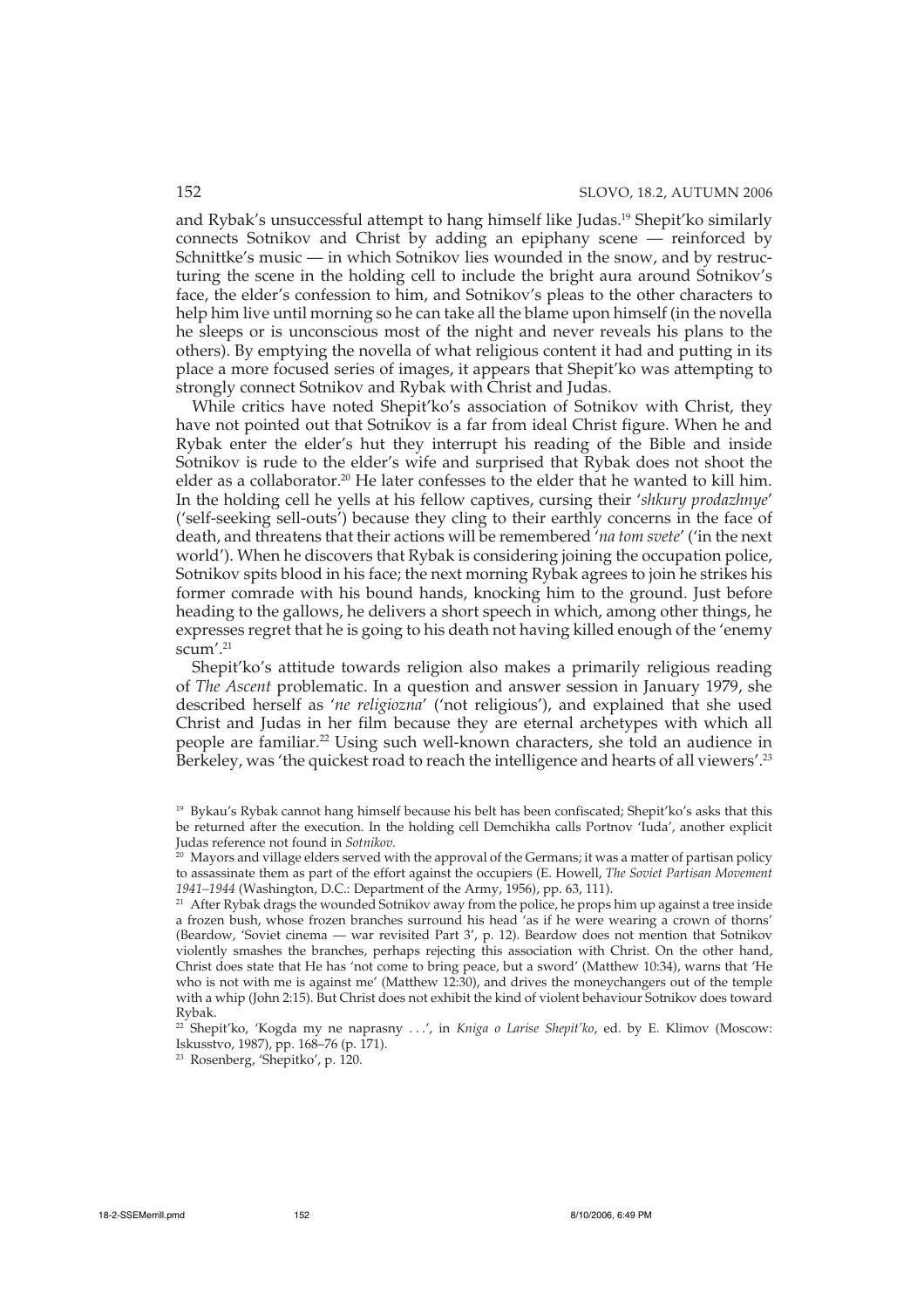and Rybak's unsuccessful attempt to hang himself like Judas.[19] Shepit'ko similarly connects Sotnikov and Christ by adding an epiphany scene — reinforced by Schnittke's music — in which Sotnikov lies wounded in the snow, and by restructuring the scene in the holding cell to include the bright aura around Sotnikov's face, the elder's confession to him, and Sotnikov's pleas to the other characters to help him live until morning so he can take all the blame upon himself (in the novella he sleeps or is unconscious most of the night and never reveals his plans to the others). By emptying the novella of what religious content it had and putting in its place a more focused series of images, it appears that Shepit'ko was attempting to strongly connect Sotnikov and Rybak with Christ and Judas.

While critics have noted Shepit'ko's association of Sotnikov with Christ, they have not pointed out that Sotnikov is a far from ideal Christ figure. When he and Rybak enter the elder's hut they interrupt his reading of the Bible and inside Sotnikov is rude to the elder's wife and surprised that Rybak does not shoot the elder as a collaborator.[20] He later confesses to the elder that he wanted to kill him. In the holding cell he yells at his fellow captives, cursing their '*shkury prodazhnye*' ('self-seeking sell-outs') because they cling to their earthly concerns in the face of death, and threatens that their actions will be remembered '*na tom svete*' ('in the next world'). When he discovers that Rybak is considering joining the occupation police, Sotnikov spits blood in his face; the next morning Rybak agrees to join he strikes his former comrade with his bound hands, knocking him to the ground. Just before heading to the gallows, he delivers a short speech in which, among other things, he expresses regret that he is going to his death not having killed enough of the 'enemy scum'.[21]

Shepit'ko's attitude towards religion also makes a primarily religious reading of *The Ascent* problematic. In a question and answer session in January 1979, she described herself as '*ne religiozna*' ('not religious'), and explained that she used Christ and Judas in her film because they are eternal archetypes with which all people are familiar.[22] Using such well-known characters, she told an audience in Berkeley, was 'the quickest road to reach the intelligence and hearts of all viewers'.[23]

---

[19] Bykau's Rybak cannot hang himself because his belt has been confiscated; Shepit'ko's asks that this be returned after the execution. In the holding cell Demchikha calls Portnov 'Iuda', another explicit Judas reference not found in *Sotnikov*.

[20] Mayors and village elders served with the approval of the Germans; it was a matter of partisan policy to assassinate them as part of the effort against the occupiers (E. Howell, *The Soviet Partisan Movement 1941–1944* (Washington, D.C.: Department of the Army, 1956), pp. 63, 111).

[21] After Rybak drags the wounded Sotnikov away from the police, he props him up against a tree inside a frozen bush, whose frozen branches surround his head 'as if he were wearing a crown of thorns' (Beardow, 'Soviet cinema — war revisited Part 3', p. 12). Beardow does not mention that Sotnikov violently smashes the branches, perhaps rejecting this association with Christ. On the other hand, Christ does state that He has 'not come to bring peace, but a sword' (Matthew 10:34), warns that 'He who is not with me is against me' (Matthew 12:30), and drives the moneychangers out of the temple with a whip (John 2:15). But Christ does not exhibit the kind of violent behaviour Sotnikov does toward Rybak.

[22] Shepit'ko, 'Kogda my ne naprasny . . .', in *Kniga o Larise Shepit'ko*, ed. by E. Klimov (Moscow: Iskusstvo, 1987), pp. 168–76 (p. 171).

[23] Rosenberg, 'Shepitko', p. 120.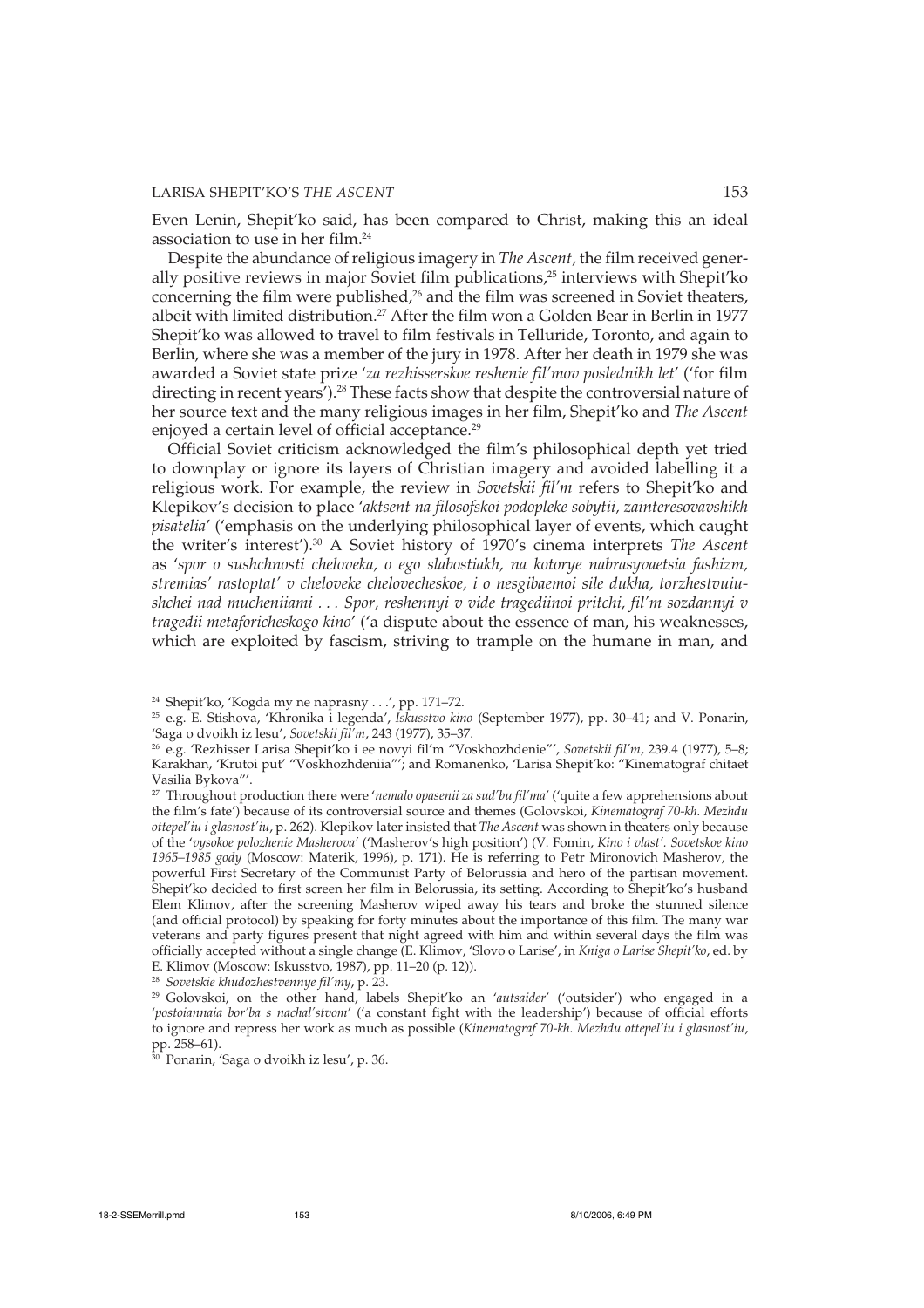Even Lenin, Shepit'ko said, has been compared to Christ, making this an ideal association to use in her film.[24]

Despite the abundance of religious imagery in *The Ascent*, the film received generally positive reviews in major Soviet film publications,[25] interviews with Shepit'ko concerning the film were published,[26] and the film was screened in Soviet theaters, albeit with limited distribution.[27] After the film won a Golden Bear in Berlin in 1977 Shepit'ko was allowed to travel to film festivals in Telluride, Toronto, and again to Berlin, where she was a member of the jury in 1978. After her death in 1979 she was awarded a Soviet state prize '*za rezhisserskoe reshenie fil'mov poslednikh let*' ('for film directing in recent years').[28] These facts show that despite the controversial nature of her source text and the many religious images in her film, Shepit'ko and *The Ascent* enjoyed a certain level of official acceptance.[29]

Official Soviet criticism acknowledged the film's philosophical depth yet tried to downplay or ignore its layers of Christian imagery and avoided labelling it a religious work. For example, the review in *Sovetskii fil'm* refers to Shepit'ko and Klepikov's decision to place '*aktsent na filosofskoi podopleke sobytii, zainteresovavshikh pisatelia*' ('emphasis on the underlying philosophical layer of events, which caught the writer's interest').[30] A Soviet history of 1970's cinema interprets *The Ascent* as '*spor o sushchnosti cheloveka, o ego slabostiakh, na kotorye nabrasyvaetsia fashizm, stremias' rastoptat' v cheloveke chelovecheskoe, i o nesgibaemoi sile dukha, torzhestvuiushchei nad mucheniiami . . . Spor, reshennyi v vide tragediinoi pritchi, fil'm sozdannyi v tragedii metaforicheskogo kino*' ('a dispute about the essence of man, his weaknesses, which are exploited by fascism, striving to trample on the humane in man, and

---

[24] Shepit'ko, 'Kogda my ne naprasny . . .', pp. 171–72.

[25] e.g. E. Stishova, 'Khronika i legenda', *Iskusstvo kino* (September 1977), pp. 30–41; and V. Ponarin, 'Saga o dvoikh iz lesu', *Sovetskii fil'm*, 243 (1977), 35–37.

[26] e.g. 'Rezhisser Larisa Shepit'ko i ee novyi fil'm "Voskhozhdenie"', *Sovetskii fil'm*, 239.4 (1977), 5–8; Karakhan, 'Krutoi put' "Voskhozhdeniia"'; and Romanenko, 'Larisa Shepit'ko: "Kinematograf chitaet Vasilia Bykova"'.

[27] Throughout production there were '*nemalo opasenii za sud'bu fil'ma*' ('quite a few apprehensions about the film's fate') because of its controversial source and themes (Golovskoi, *Kinematograf 70-kh. Mezhdu ottepel'iu i glasnost'iu*, p. 262). Klepikov later insisted that *The Ascent* was shown in theaters only because of the '*vysokoe polozhenie Masherova*' ('Masherov's high position') (V. Fomin, *Kino i vlast'. Sovetskoe kino 1965–1985 gody* (Moscow: Materik, 1996), p. 171). He is referring to Petr Mironovich Masherov, the powerful First Secretary of the Communist Party of Belorussia and hero of the partisan movement. Shepit'ko decided to first screen her film in Belorussia, its setting. According to Shepit'ko's husband Elem Klimov, after the screening Masherov wiped away his tears and broke the stunned silence (and official protocol) by speaking for forty minutes about the importance of this film. The many war veterans and party figures present that night agreed with him and within several days the film was officially accepted without a single change (E. Klimov, 'Slovo o Larise', in *Kniga o Larise Shepit'ko*, ed. by E. Klimov (Moscow: Iskusstvo, 1987), pp. 11–20 (p. 12)).

[28] *Sovetskie khudozhestvennye fil'my*, p. 23.

[29] Golovskoi, on the other hand, labels Shepit'ko an '*autsaider*' ('outsider') who engaged in a '*postoiannaia bor'ba s nachal'stvom*' ('a constant fight with the leadership') because of official efforts to ignore and repress her work as much as possible (*Kinematograf 70-kh. Mezhdu ottepel'iu i glasnost'iu*, pp. 258–61).

[30] Ponarin, 'Saga o dvoikh iz lesu', p. 36.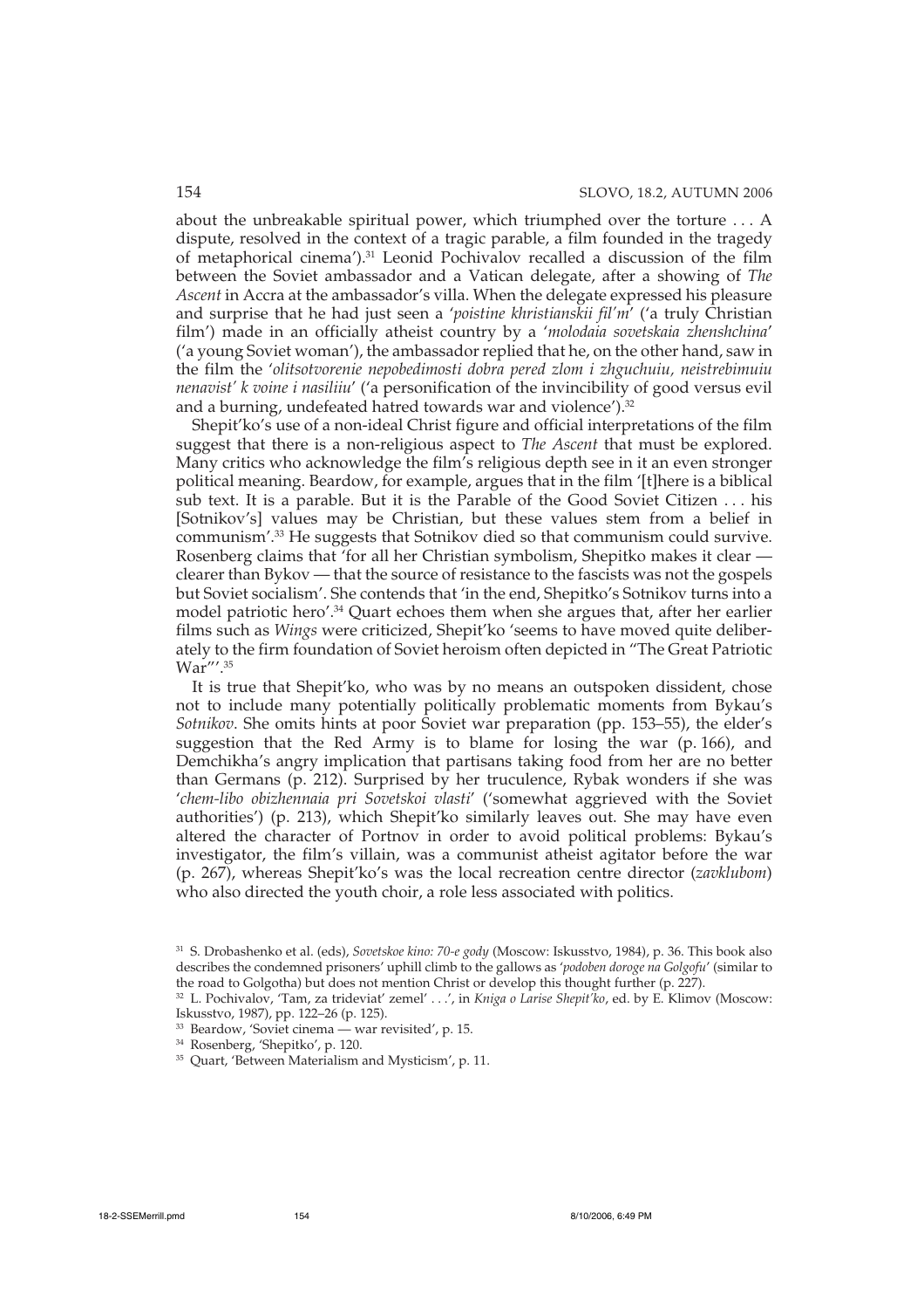about the unbreakable spiritual power, which triumphed over the torture . . . A dispute, resolved in the context of a tragic parable, a film founded in the tragedy of metaphorical cinema').[31] Leonid Pochivalov recalled a discussion of the film between the Soviet ambassador and a Vatican delegate, after a showing of *The Ascent* in Accra at the ambassador's villa. When the delegate expressed his pleasure and surprise that he had just seen a '*poistine khristianskii fil'm*' ('a truly Christian film') made in an officially atheist country by a '*molodaia sovetskaia zhenshchina*' ('a young Soviet woman'), the ambassador replied that he, on the other hand, saw in the film the '*olitsotvorenie nepobedimosti dobra pered zlom i zhguchuiu, neistrebimuiu nenavist' k voine i nasiliiu*' ('a personification of the invincibility of good versus evil and a burning, undefeated hatred towards war and violence').[32]

Shepit'ko's use of a non-ideal Christ figure and official interpretations of the film suggest that there is a non-religious aspect to *The Ascent* that must be explored. Many critics who acknowledge the film's religious depth see in it an even stronger political meaning. Beardow, for example, argues that in the film '[t]here is a biblical sub text. It is a parable. But it is the Parable of the Good Soviet Citizen . . . his [Sotnikov's] values may be Christian, but these values stem from a belief in communism'.[33] He suggests that Sotnikov died so that communism could survive. Rosenberg claims that 'for all her Christian symbolism, Shepitko makes it clear — clearer than Bykov — that the source of resistance to the fascists was not the gospels but Soviet socialism'. She contends that 'in the end, Shepitko's Sotnikov turns into a model patriotic hero'.[34] Quart echoes them when she argues that, after her earlier films such as *Wings* were criticized, Shepit'ko 'seems to have moved quite deliberately to the firm foundation of Soviet heroism often depicted in "The Great Patriotic War"'.[35]

It is true that Shepit'ko, who was by no means an outspoken dissident, chose not to include many potentially politically problematic moments from Bykau's *Sotnikov*. She omits hints at poor Soviet war preparation (pp. 153–55), the elder's suggestion that the Red Army is to blame for losing the war (p. 166), and Demchikha's angry implication that partisans taking food from her are no better than Germans (p. 212). Surprised by her truculence, Rybak wonders if she was '*chem-libo obizhennaia pri Sovetskoi vlasti*' ('somewhat aggrieved with the Soviet authorities') (p. 213), which Shepit'ko similarly leaves out. She may have even altered the character of Portnov in order to avoid political problems: Bykau's investigator, the film's villain, was a communist atheist agitator before the war (p. 267), whereas Shepit'ko's was the local recreation centre director (*zavklubom*) who also directed the youth choir, a role less associated with politics.

---

[31] S. Drobashenko et al. (eds), *Sovetskoe kino: 70-e gody* (Moscow: Iskusstvo, 1984), p. 36. This book also describes the condemned prisoners' uphill climb to the gallows as '*podoben doroge na Golgofu*' (similar to the road to Golgotha) but does not mention Christ or develop this thought further (p. 227).

[32] L. Pochivalov, 'Tam, za trideviat' zemel' . . .', in *Kniga o Larise Shepit'ko*, ed. by E. Klimov (Moscow: Iskusstvo, 1987), pp. 122–26 (p. 125).

[33] Beardow, 'Soviet cinema — war revisited', p. 15.

[34] Rosenberg, 'Shepitko', p. 120.

[35] Quart, 'Between Materialism and Mysticism', p. 11.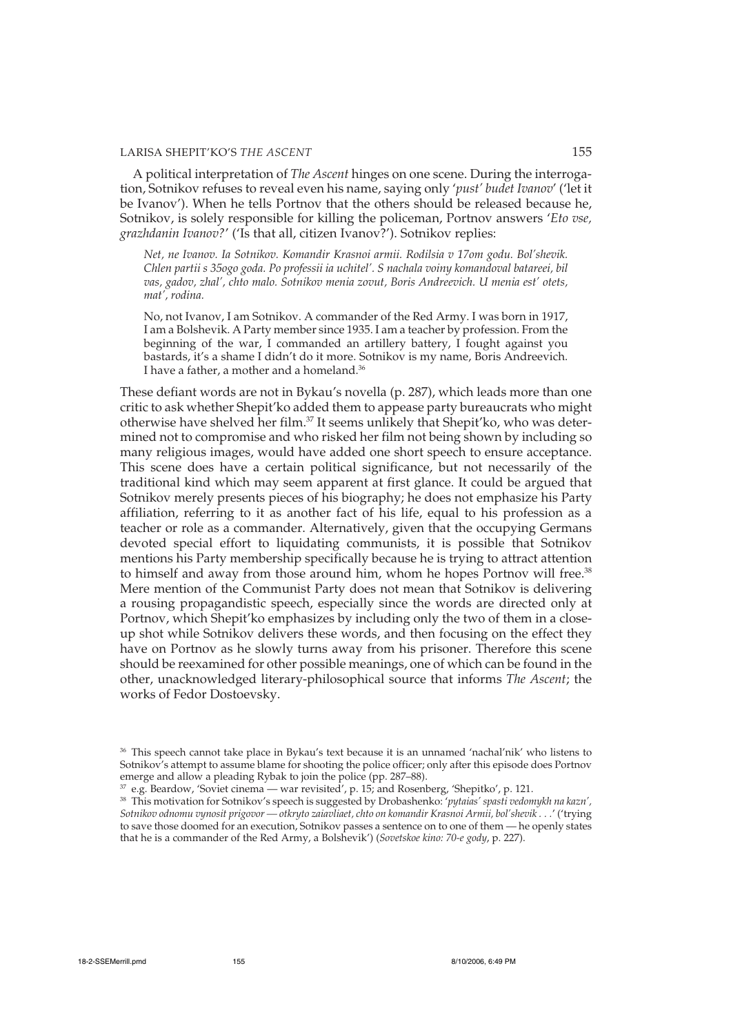A political interpretation of *The Ascent* hinges on one scene. During the interrogation, Sotnikov refuses to reveal even his name, saying only '*pust' budet Ivanov*' ('let it be Ivanov'). When he tells Portnov that the others should be released because he, Sotnikov, is solely responsible for killing the policeman, Portnov answers '*Eto vse, grazhdanin Ivanov?*' ('Is that all, citizen Ivanov?'). Sotnikov replies:

> *Net, ne Ivanov. Ia Sotnikov. Komandir Krasnoi armii. Rodilsia v 17om godu. Bol'shevik. Chlen partii s 35ogo goda. Po professii ia uchitel'. S nachala voiny komandoval batareei, bil vas, gadov, zhal', chto malo. Sotnikov menia zovut, Boris Andreevich. U menia est' otets, mat', rodina.*
>
> No, not Ivanov, I am Sotnikov. A commander of the Red Army. I was born in 1917, I am a Bolshevik. A Party member since 1935. I am a teacher by profession. From the beginning of the war, I commanded an artillery battery, I fought against you bastards, it's a shame I didn't do it more. Sotnikov is my name, Boris Andreevich. I have a father, a mother and a homeland.[36]

These defiant words are not in Bykau's novella (p. 287), which leads more than one critic to ask whether Shepit'ko added them to appease party bureaucrats who might otherwise have shelved her film.[37] It seems unlikely that Shepit'ko, who was determined not to compromise and who risked her film not being shown by including so many religious images, would have added one short speech to ensure acceptance. This scene does have a certain political significance, but not necessarily of the traditional kind which may seem apparent at first glance. It could be argued that Sotnikov merely presents pieces of his biography; he does not emphasize his Party affiliation, referring to it as another fact of his life, equal to his profession as a teacher or role as a commander. Alternatively, given that the occupying Germans devoted special effort to liquidating communists, it is possible that Sotnikov mentions his Party membership specifically because he is trying to attract attention to himself and away from those around him, whom he hopes Portnov will free.[38] Mere mention of the Communist Party does not mean that Sotnikov is delivering a rousing propagandistic speech, especially since the words are directed only at Portnov, which Shepit'ko emphasizes by including only the two of them in a close-up shot while Sotnikov delivers these words, and then focusing on the effect they have on Portnov as he slowly turns away from his prisoner. Therefore this scene should be reexamined for other possible meanings, one of which can be found in the other, unacknowledged literary-philosophical source that informs *The Ascent*; the works of Fedor Dostoevsky.

---

[36] This speech cannot take place in Bykau's text because it is an unnamed 'nachal'nik' who listens to Sotnikov's attempt to assume blame for shooting the police officer; only after this episode does Portnov emerge and allow a pleading Rybak to join the police (pp. 287–88).

[37] e.g. Beardow, 'Soviet cinema — war revisited', p. 15; and Rosenberg, 'Shepitko', p. 121.

[38] This motivation for Sotnikov's speech is suggested by Drobashenko: '*pytaias' spasti vedomykh na kazn', Sotnikov odnomu vynosit prigovor — otkryto zaiavliaet, chto on komandir Krasnoi Armii, bol'shevik . . .*' ('trying to save those doomed for an execution, Sotnikov passes a sentence on to one of them — he openly states that he is a commander of the Red Army, a Bolshevik') (*Sovetskoe kino: 70-e gody*, p. 227).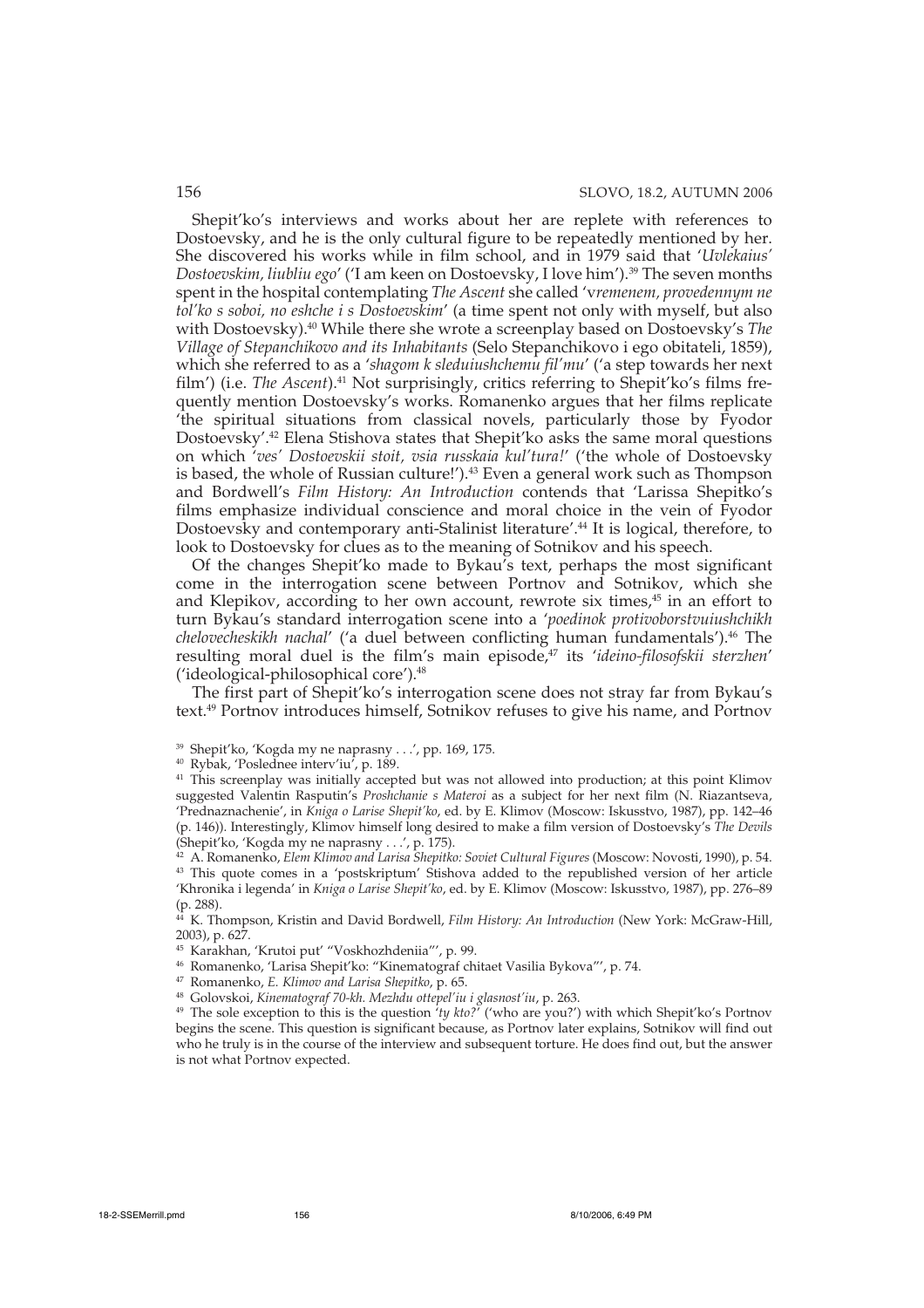Shepit'ko's interviews and works about her are replete with references to Dostoevsky, and he is the only cultural figure to be repeatedly mentioned by her. She discovered his works while in film school, and in 1979 said that '*Uvlekaius' Dostoevskim, liubliu ego*' ('I am keen on Dostoevsky, I love him').[39] The seven months spent in the hospital contemplating *The Ascent* she called '*vremenem, provedennym ne tol'ko s soboi, no eshche i s Dostoevskim*' (a time spent not only with myself, but also with Dostoevsky).[40] While there she wrote a screenplay based on Dostoevsky's *The Village of Stepanchikovo and its Inhabitants* (Selo Stepanchikovo i ego obitateli, 1859), which she referred to as a '*shagom k sleduiushchemu fil'mu*' ('a step towards her next film') (i.e. *The Ascent*).[41] Not surprisingly, critics referring to Shepit'ko's films frequently mention Dostoevsky's works. Romanenko argues that her films replicate 'the spiritual situations from classical novels, particularly those by Fyodor Dostoevsky'.[42] Elena Stishova states that Shepit'ko asks the same moral questions on which '*ves' Dostoevskii stoit, vsia russkaia kul'tura!*' ('the whole of Dostoevsky is based, the whole of Russian culture!').[43] Even a general work such as Thompson and Bordwell's *Film History: An Introduction* contends that 'Larissa Shepitko's films emphasize individual conscience and moral choice in the vein of Fyodor Dostoevsky and contemporary anti-Stalinist literature'.[44] It is logical, therefore, to look to Dostoevsky for clues as to the meaning of Sotnikov and his speech.

Of the changes Shepit'ko made to Bykau's text, perhaps the most significant come in the interrogation scene between Portnov and Sotnikov, which she and Klepikov, according to her own account, rewrote six times,[45] in an effort to turn Bykau's standard interrogation scene into a '*poedinok protivoborstvuiushchikh chelovecheskikh nachal*' ('a duel between conflicting human fundamentals').[46] The resulting moral duel is the film's main episode,[47] its '*ideino-filosofskii sterzhen*' ('ideological-philosophical core').[48]

The first part of Shepit'ko's interrogation scene does not stray far from Bykau's text.[49] Portnov introduces himself, Sotnikov refuses to give his name, and Portnov

---

[39] Shepit'ko, 'Kogda my ne naprasny . . .', pp. 169, 175.

[40] Rybak, 'Poslednee interv'iu', p. 189.

[41] This screenplay was initially accepted but was not allowed into production; at this point Klimov suggested Valentin Rasputin's *Proshchanie s Materoi* as a subject for her next film (N. Riazantseva, 'Prednaznachenie', in *Kniga o Larise Shepit'ko*, ed. by E. Klimov (Moscow: Iskusstvo, 1987), pp. 142–46 (p. 146)). Interestingly, Klimov himself long desired to make a film version of Dostoevsky's *The Devils* (Shepit'ko, 'Kogda my ne naprasny . . .', p. 175).

[42] A. Romanenko, *Elem Klimov and Larisa Shepitko: Soviet Cultural Figures* (Moscow: Novosti, 1990), p. 54.

[43] This quote comes in a 'postskriptum' Stishova added to the republished version of her article 'Khronika i legenda' in *Kniga o Larise Shepit'ko*, ed. by E. Klimov (Moscow: Iskusstvo, 1987), pp. 276–89 (p. 288).

[44] K. Thompson, Kristin and David Bordwell, *Film History: An Introduction* (New York: McGraw-Hill, 2003), p. 627.

[45] Karakhan, 'Krutoi put' "Voskhozhdeniia"', p. 99.

[46] Romanenko, 'Larisa Shepit'ko: "Kinematograf chitaet Vasilia Bykova"', p. 74.

[47] Romanenko, *E. Klimov and Larisa Shepitko*, p. 65.

[48] Golovskoi, *Kinematograf 70-kh. Mezhdu ottepel'iu i glasnost'iu*, p. 263.

[49] The sole exception to this is the question '*ty kto?*' ('who are you?') with which Shepit'ko's Portnov begins the scene. This question is significant because, as Portnov later explains, Sotnikov will find out who he truly is in the course of the interview and subsequent torture. He does find out, but the answer is not what Portnov expected.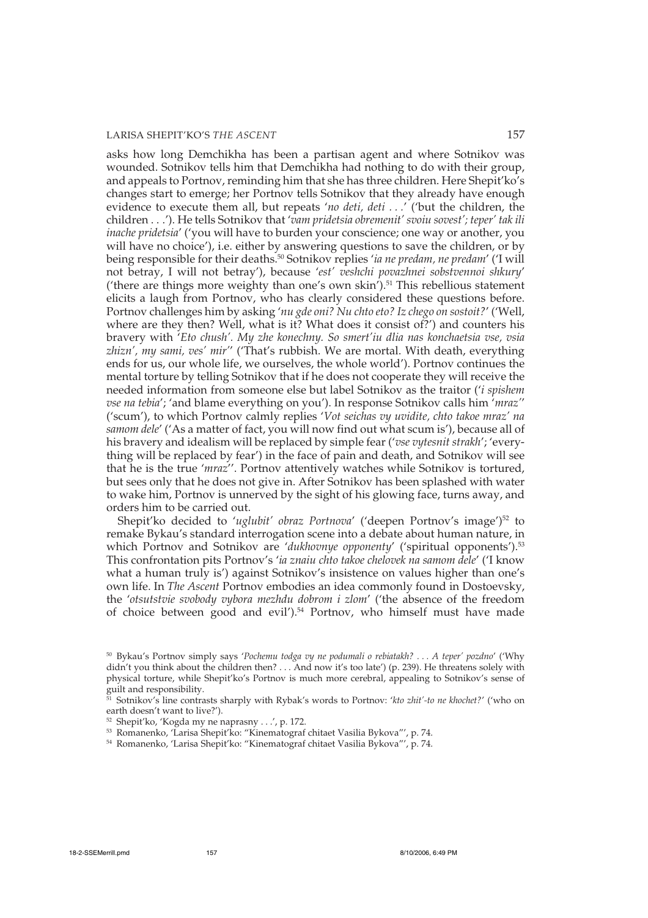asks how long Demchikha has been a partisan agent and where Sotnikov was wounded. Sotnikov tells him that Demchikha had nothing to do with their group, and appeals to Portnov, reminding him that she has three children. Here Shepit'ko's changes start to emerge; her Portnov tells Sotnikov that they already have enough evidence to execute them all, but repeats '*no deti, deti . . .*' ('but the children, the children . . .'). He tells Sotnikov that '*vam pridetsia obremenit' svoiu sovest'; teper' tak ili inache pridetsia*' ('you will have to burden your conscience; one way or another, you will have no choice'), i.e. either by answering questions to save the children, or by being responsible for their deaths.[50] Sotnikov replies '*ia ne predam, ne predam*' ('I will not betray, I will not betray'), because '*est' veshchi povazhnei sobstvennoi shkury*' ('there are things more weighty than one's own skin').[51] This rebellious statement elicits a laugh from Portnov, who has clearly considered these questions before. Portnov challenges him by asking '*nu gde oni? Nu chto eto? Iz chego on sostoit?*' ('Well, where are they then? Well, what is it? What does it consist of?') and counters his bravery with '*Eto chush'. My zhe konechny. So smert'iu dlia nas konchaetsia vse, vsia zhizn', my sami, ves' mir'*' ('That's rubbish. We are mortal. With death, everything ends for us, our whole life, we ourselves, the whole world'). Portnov continues the mental torture by telling Sotnikov that if he does not cooperate they will receive the needed information from someone else but label Sotnikov as the traitor ('*i spishem vse na tebia*'; 'and blame everything on you'). In response Sotnikov calls him '*mraz'*' ('scum'), to which Portnov calmly replies '*Vot seichas vy uvidite, chto takoe mraz' na samom dele*' ('As a matter of fact, you will now find out what scum is'), because all of his bravery and idealism will be replaced by simple fear ('*vse vytesnit strakh*'; 'everything will be replaced by fear') in the face of pain and death, and Sotnikov will see that he is the true '*mraz'*'. Portnov attentively watches while Sotnikov is tortured, but sees only that he does not give in. After Sotnikov has been splashed with water to wake him, Portnov is unnerved by the sight of his glowing face, turns away, and orders him to be carried out.

Shepit'ko decided to '*uglubit' obraz Portnova*' ('deepen Portnov's image')[52] to remake Bykau's standard interrogation scene into a debate about human nature, in which Portnov and Sotnikov are '*dukhovnye opponenty*' ('spiritual opponents').[53] This confrontation pits Portnov's '*ia znaiu chto takoe chelovek na samom dele*' ('I know what a human truly is') against Sotnikov's insistence on values higher than one's own life. In *The Ascent* Portnov embodies an idea commonly found in Dostoevsky, the '*otsutstvie svobody vybora mezhdu dobrom i zlom*' ('the absence of the freedom of choice between good and evil').[54] Portnov, who himself must have made

---

[50] Bykau's Portnov simply says '*Pochemu todga vy ne podumali o rebiatakh? . . . A teper' pozdno*' ('Why didn't you think about the children then? . . . And now it's too late') (p. 239). He threatens solely with physical torture, while Shepit'ko's Portnov is much more cerebral, appealing to Sotnikov's sense of guilt and responsibility.

[51] Sotnikov's line contrasts sharply with Rybak's words to Portnov: '*kto zhit'-to ne khochet?*' ('who on earth doesn't want to live?').

[52] Shepit'ko, 'Kogda my ne naprasny . . .', p. 172.

[53] Romanenko, 'Larisa Shepit'ko: "Kinematograf chitaet Vasilia Bykova"', p. 74.

[54] Romanenko, 'Larisa Shepit'ko: "Kinematograf chitaet Vasilia Bykova"', p. 74.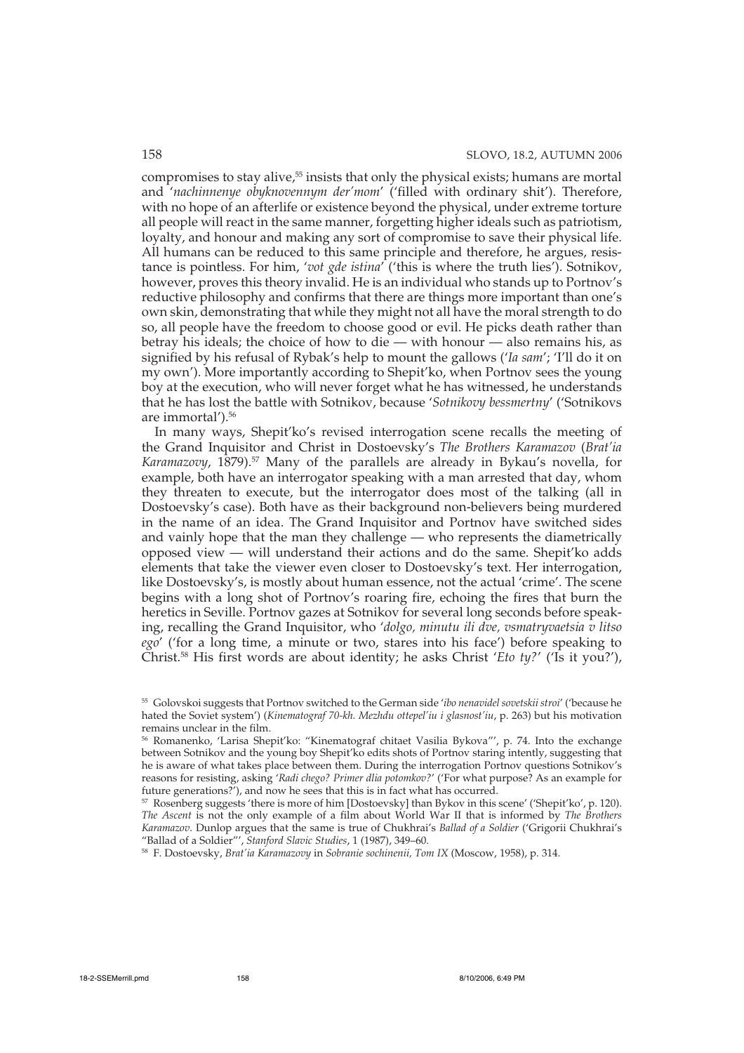compromises to stay alive,[55] insists that only the physical exists; humans are mortal and '*nachinnenye obyknovennym der'mom*' ('filled with ordinary shit'). Therefore, with no hope of an afterlife or existence beyond the physical, under extreme torture all people will react in the same manner, forgetting higher ideals such as patriotism, loyalty, and honour and making any sort of compromise to save their physical life. All humans can be reduced to this same principle and therefore, he argues, resistance is pointless. For him, '*vot gde istina*' ('this is where the truth lies'). Sotnikov, however, proves this theory invalid. He is an individual who stands up to Portnov's reductive philosophy and confirms that there are things more important than one's own skin, demonstrating that while they might not all have the moral strength to do so, all people have the freedom to choose good or evil. He picks death rather than betray his ideals; the choice of how to die — with honour — also remains his, as signified by his refusal of Rybak's help to mount the gallows ('*Ia sam*'; 'I'll do it on my own'). More importantly according to Shepit'ko, when Portnov sees the young boy at the execution, who will never forget what he has witnessed, he understands that he has lost the battle with Sotnikov, because '*Sotnikovy bessmertny*' ('Sotnikovs are immortal').[56]

In many ways, Shepit'ko's revised interrogation scene recalls the meeting of the Grand Inquisitor and Christ in Dostoevsky's *The Brothers Karamazov* (*Brat'ia Karamazovy*, 1879).[57] Many of the parallels are already in Bykau's novella, for example, both have an interrogator speaking with a man arrested that day, whom they threaten to execute, but the interrogator does most of the talking (all in Dostoevsky's case). Both have as their background non-believers being murdered in the name of an idea. The Grand Inquisitor and Portnov have switched sides and vainly hope that the man they challenge — who represents the diametrically opposed view — will understand their actions and do the same. Shepit'ko adds elements that take the viewer even closer to Dostoevsky's text. Her interrogation, like Dostoevsky's, is mostly about human essence, not the actual 'crime'. The scene begins with a long shot of Portnov's roaring fire, echoing the fires that burn the heretics in Seville. Portnov gazes at Sotnikov for several long seconds before speaking, recalling the Grand Inquisitor, who '*dolgo, minutu ili dve, vsmatryvaetsia v litso ego*' ('for a long time, a minute or two, stares into his face') before speaking to Christ.[58] His first words are about identity; he asks Christ '*Eto ty?*' ('Is it you?'),

[55] Golovskoi suggests that Portnov switched to the German side '*ibo nenavidel sovetskii stroi*' ('because he hated the Soviet system') (*Kinematograf 70-kh. Mezhdu ottepel'iu i glasnost'iu*, p. 263) but his motivation remains unclear in the film.

[56] Romanenko, 'Larisa Shepit'ko: "Kinematograf chitaet Vasilia Bykova"', p. 74. Into the exchange between Sotnikov and the young boy Shepit'ko edits shots of Portnov staring intently, suggesting that he is aware of what takes place between them. During the interrogation Portnov questions Sotnikov's reasons for resisting, asking '*Radi chego? Primer dlia potomkov?*' ('For what purpose? As an example for future generations?'), and now he sees that this is in fact what has occurred.

[57] Rosenberg suggests 'there is more of him [Dostoevsky] than Bykov in this scene' ('Shepit'ko', p. 120). *The Ascent* is not the only example of a film about World War II that is informed by *The Brothers Karamazov*. Dunlop argues that the same is true of Chukhrai's *Ballad of a Soldier* ('Grigorii Chukhrai's "Ballad of a Soldier"', *Stanford Slavic Studies*, 1 (1987), 349–60.

[58] F. Dostoevsky, *Brat'ia Karamazovy* in *Sobranie sochinenii, Tom IX* (Moscow, 1958), p. 314.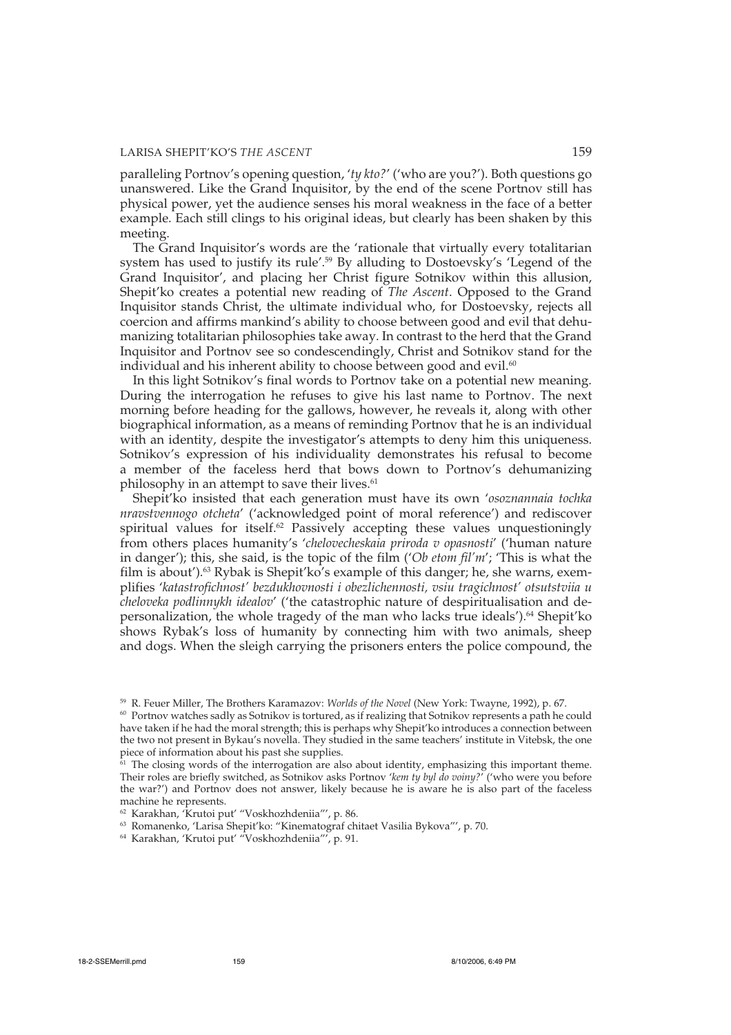paralleling Portnov's opening question, '*ty kto?*' ('who are you?'). Both questions go unanswered. Like the Grand Inquisitor, by the end of the scene Portnov still has physical power, yet the audience senses his moral weakness in the face of a better example. Each still clings to his original ideas, but clearly has been shaken by this meeting.

The Grand Inquisitor's words are the 'rationale that virtually every totalitarian system has used to justify its rule'.[59] By alluding to Dostoevsky's 'Legend of the Grand Inquisitor', and placing her Christ figure Sotnikov within this allusion, Shepit'ko creates a potential new reading of *The Ascent*. Opposed to the Grand Inquisitor stands Christ, the ultimate individual who, for Dostoevsky, rejects all coercion and affirms mankind's ability to choose between good and evil that dehumanizing totalitarian philosophies take away. In contrast to the herd that the Grand Inquisitor and Portnov see so condescendingly, Christ and Sotnikov stand for the individual and his inherent ability to choose between good and evil.[60]

In this light Sotnikov's final words to Portnov take on a potential new meaning. During the interrogation he refuses to give his last name to Portnov. The next morning before heading for the gallows, however, he reveals it, along with other biographical information, as a means of reminding Portnov that he is an individual with an identity, despite the investigator's attempts to deny him this uniqueness. Sotnikov's expression of his individuality demonstrates his refusal to become a member of the faceless herd that bows down to Portnov's dehumanizing philosophy in an attempt to save their lives.[61]

Shepit'ko insisted that each generation must have its own '*osoznannaia tochka nravstvennogo otcheta*' ('acknowledged point of moral reference') and rediscover spiritual values for itself.[62] Passively accepting these values unquestioningly from others places humanity's '*chelovecheskaia priroda v opasnosti*' ('human nature in danger'); this, she said, is the topic of the film ('*Ob etom fil'm*'; 'This is what the film is about').[63] Rybak is Shepit'ko's example of this danger; he, she warns, exemplifies '*katastrofichnost' bezdukhovnosti i obezlichennosti, vsiu tragichnost' otsutstviia u cheloveka podlinnykh idealov*' ('the catastrophic nature of despiritualisation and depersonalization, the whole tragedy of the man who lacks true ideals').[64] Shepit'ko shows Rybak's loss of humanity by connecting him with two animals, sheep and dogs. When the sleigh carrying the prisoners enters the police compound, the

---

[59] R. Feuer Miller, The Brothers Karamazov: *Worlds of the Novel* (New York: Twayne, 1992), p. 67.

[60] Portnov watches sadly as Sotnikov is tortured, as if realizing that Sotnikov represents a path he could have taken if he had the moral strength; this is perhaps why Shepit'ko introduces a connection between the two not present in Bykau's novella. They studied in the same teachers' institute in Vitebsk, the one piece of information about his past she supplies.

[61] The closing words of the interrogation are also about identity, emphasizing this important theme. Their roles are briefly switched, as Sotnikov asks Portnov '*kem ty byl do voiny?*' ('who were you before the war?') and Portnov does not answer, likely because he is aware he is also part of the faceless machine he represents.

[62] Karakhan, 'Krutoi put' "Voskhozhdeniia"', p. 86.

[63] Romanenko, 'Larisa Shepit'ko: "Kinematograf chitaet Vasiliia Bykova"', p. 70.

[64] Karakhan, 'Krutoi put' "Voskhozhdeniia"', p. 91.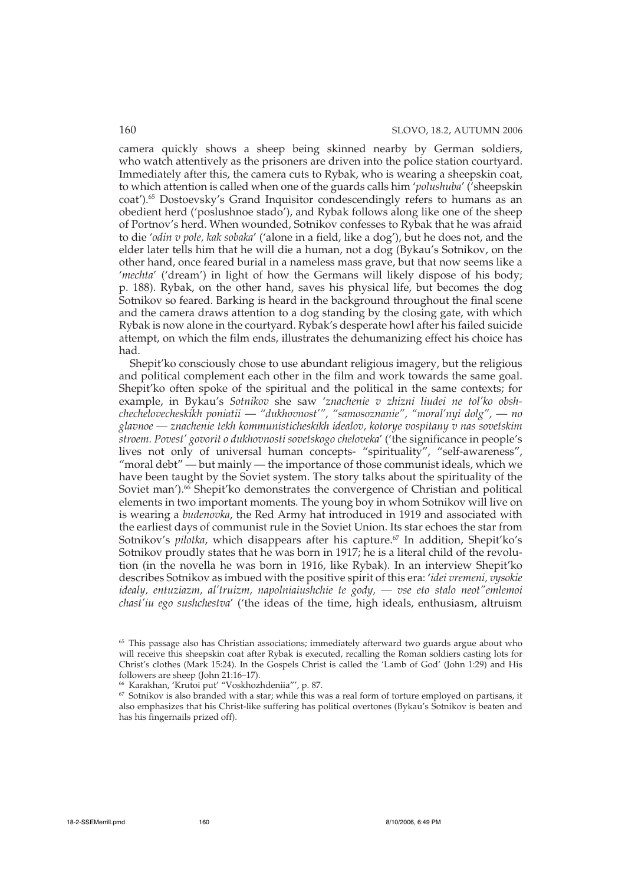camera quickly shows a sheep being skinned nearby by German soldiers, who watch attentively as the prisoners are driven into the police station courtyard. Immediately after this, the camera cuts to Rybak, who is wearing a sheepskin coat, to which attention is called when one of the guards calls him '*polushuba*' ('sheepskin coat').[65] Dostoevsky's Grand Inquisitor condescendingly refers to humans as an obedient herd ('poslushnoe stado'), and Rybak follows along like one of the sheep of Portnov's herd. When wounded, Sotnikov confesses to Rybak that he was afraid to die '*odin v pole, kak sobaka*' ('alone in a field, like a dog'), but he does not, and the elder later tells him that he will die a human, not a dog (Bykau's Sotnikov, on the other hand, once feared burial in a nameless mass grave, but that now seems like a '*mechta*' ('dream') in light of how the Germans will likely dispose of his body; p. 188). Rybak, on the other hand, saves his physical life, but becomes the dog Sotnikov so feared. Barking is heard in the background throughout the final scene and the camera draws attention to a dog standing by the closing gate, with which Rybak is now alone in the courtyard. Rybak's desperate howl after his failed suicide attempt, on which the film ends, illustrates the dehumanizing effect his choice has had.

Shepit'ko consciously chose to use abundant religious imagery, but the religious and political complement each other in the film and work towards the same goal. Shepit'ko often spoke of the spiritual and the political in the same contexts; for example, in Bykau's *Sotnikov* she saw '*znachenie v zhizni liudei ne tol'ko obshchechelovecheskikh poniatii — "dukhovnost'", "samosoznanie", "moral'nyi dolg", — no glavnoe — znachenie tekh kommunisticheskikh idealov, kotorye vospitany v nas sovetskim stroem. Povest' govorit o dukhovnosti sovetskogo cheloveka*' ('the significance in people's lives not only of universal human concepts- "spirituality", "self-awareness", "moral debt" — but mainly — the importance of those communist ideals, which we have been taught by the Soviet system. The story talks about the spirituality of the Soviet man').[66] Shepit'ko demonstrates the convergence of Christian and political elements in two important moments. The young boy in whom Sotnikov will live on is wearing a *budenovka*, the Red Army hat introduced in 1919 and associated with the earliest days of communist rule in the Soviet Union. Its star echoes the star from Sotnikov's *pilotka*, which disappears after his capture.[67] In addition, Shepit'ko's Sotnikov proudly states that he was born in 1917; he is a literal child of the revolution (in the novella he was born in 1916, like Rybak). In an interview Shepit'ko describes Sotnikov as imbued with the positive spirit of this era: '*idei vremeni, vysokie idealy, entuziazm, al'truizm, napolniaiushchie te gody, — vse eto stalo neot"emlemoi chast'iu ego sushchestva*' ('the ideas of the time, high ideals, enthusiasm, altruism

[65] This passage also has Christian associations; immediately afterward two guards argue about who will receive this sheepskin coat after Rybak is executed, recalling the Roman soldiers casting lots for Christ's clothes (Mark 15:24). In the Gospels Christ is called the 'Lamb of God' (John 1:29) and His followers are sheep (John 21:16–17).

[66] Karakhan, 'Krutoi put' "Voskhozhdeniia"', p. 87.

[67] Sotnikov is also branded with a star; while this was a real form of torture employed on partisans, it also emphasizes that his Christ-like suffering has political overtones (Bykau's Sotnikov is beaten and has his fingernails prized off).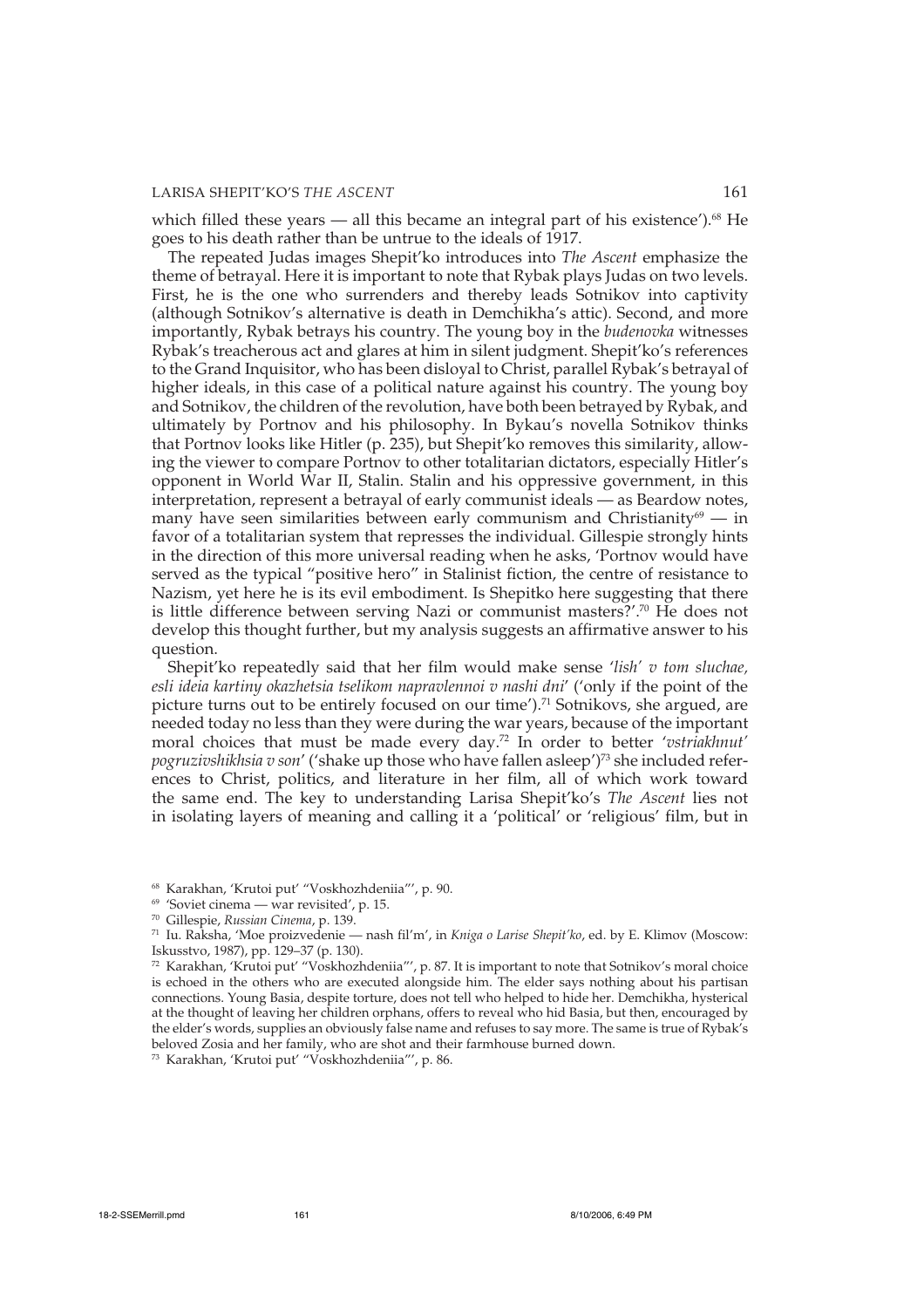which filled these years — all this became an integral part of his existence').[68] He goes to his death rather than be untrue to the ideals of 1917.

The repeated Judas images Shepit'ko introduces into *The Ascent* emphasize the theme of betrayal. Here it is important to note that Rybak plays Judas on two levels. First, he is the one who surrenders and thereby leads Sotnikov into captivity (although Sotnikov's alternative is death in Demchikha's attic). Second, and more importantly, Rybak betrays his country. The young boy in the *budenovka* witnesses Rybak's treacherous act and glares at him in silent judgment. Shepit'ko's references to the Grand Inquisitor, who has been disloyal to Christ, parallel Rybak's betrayal of higher ideals, in this case of a political nature against his country. The young boy and Sotnikov, the children of the revolution, have both been betrayed by Rybak, and ultimately by Portnov and his philosophy. In Bykau's novella Sotnikov thinks that Portnov looks like Hitler (p. 235), but Shepit'ko removes this similarity, allowing the viewer to compare Portnov to other totalitarian dictators, especially Hitler's opponent in World War II, Stalin. Stalin and his oppressive government, in this interpretation, represent a betrayal of early communist ideals — as Beardow notes, many have seen similarities between early communism and Christianity[69] — in favor of a totalitarian system that represses the individual. Gillespie strongly hints in the direction of this more universal reading when he asks, 'Portnov would have served as the typical "positive hero" in Stalinist fiction, the centre of resistance to Nazism, yet here he is its evil embodiment. Is Shepitko here suggesting that there is little difference between serving Nazi or communist masters?'.[70] He does not develop this thought further, but my analysis suggests an affirmative answer to his question.

Shepit'ko repeatedly said that her film would make sense '*lish' v tom sluchae, esli ideia kartiny okazhetsia tselikom napravlennoi v nashi dni*' ('only if the point of the picture turns out to be entirely focused on our time').[71] Sotnikovs, she argued, are needed today no less than they were during the war years, because of the important moral choices that must be made every day.[72] In order to better '*vstriakhnut' pogruzivshikhsia v son*' ('shake up those who have fallen asleep')[73] she included references to Christ, politics, and literature in her film, all of which work toward the same end. The key to understanding Larisa Shepit'ko's *The Ascent* lies not in isolating layers of meaning and calling it a 'political' or 'religious' film, but in

---

[68] Karakhan, 'Krutoi put' "Voskhozhdeniia"', p. 90.

[69] 'Soviet cinema — war revisited', p. 15.

[70] Gillespie, *Russian Cinema*, p. 139.

[71] Iu. Raksha, 'Moe proizvedenie — nash fil'm', in *Kniga o Larise Shepit'ko*, ed. by E. Klimov (Moscow: Iskusstvo, 1987), pp. 129–37 (p. 130).

[72] Karakhan, 'Krutoi put' "Voskhozhdeniia"', p. 87. It is important to note that Sotnikov's moral choice is echoed in the others who are executed alongside him. The elder says nothing about his partisan connections. Young Basia, despite torture, does not tell who helped to hide her. Demchikha, hysterical at the thought of leaving her children orphans, offers to reveal who hid Basia, but then, encouraged by the elder's words, supplies an obviously false name and refuses to say more. The same is true of Rybak's beloved Zosia and her family, who are shot and their farmhouse burned down.

[73] Karakhan, 'Krutoi put' "Voskhozhdeniia"', p. 86.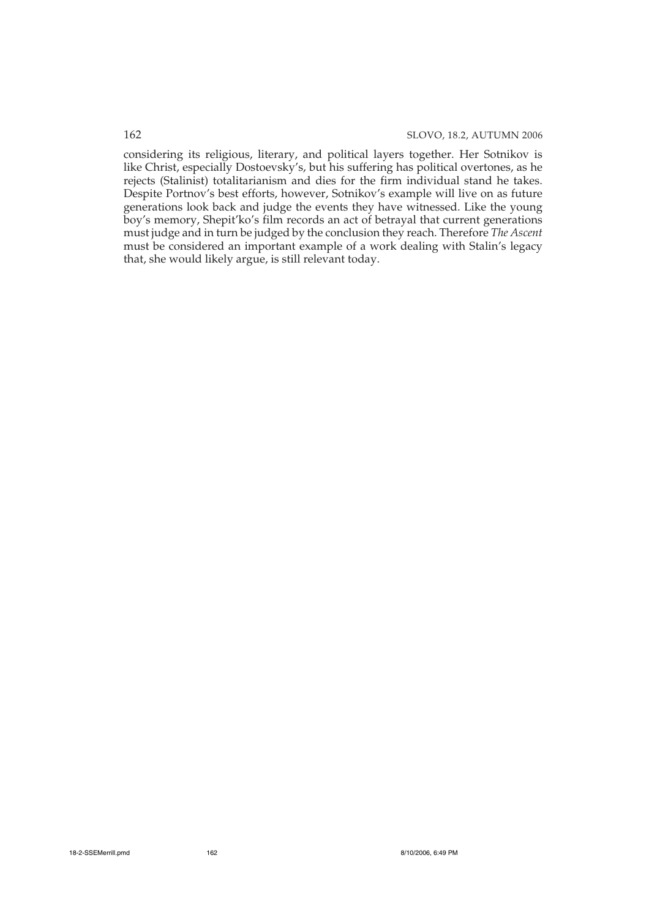considering its religious, literary, and political layers together. Her Sotnikov is like Christ, especially Dostoevsky's, but his suffering has political overtones, as he rejects (Stalinist) totalitarianism and dies for the firm individual stand he takes. Despite Portnov's best efforts, however, Sotnikov's example will live on as future generations look back and judge the events they have witnessed. Like the young boy's memory, Shepit'ko's film records an act of betrayal that current generations must judge and in turn be judged by the conclusion they reach. Therefore *The Ascent* must be considered an important example of a work dealing with Stalin's legacy that, she would likely argue, is still relevant today.